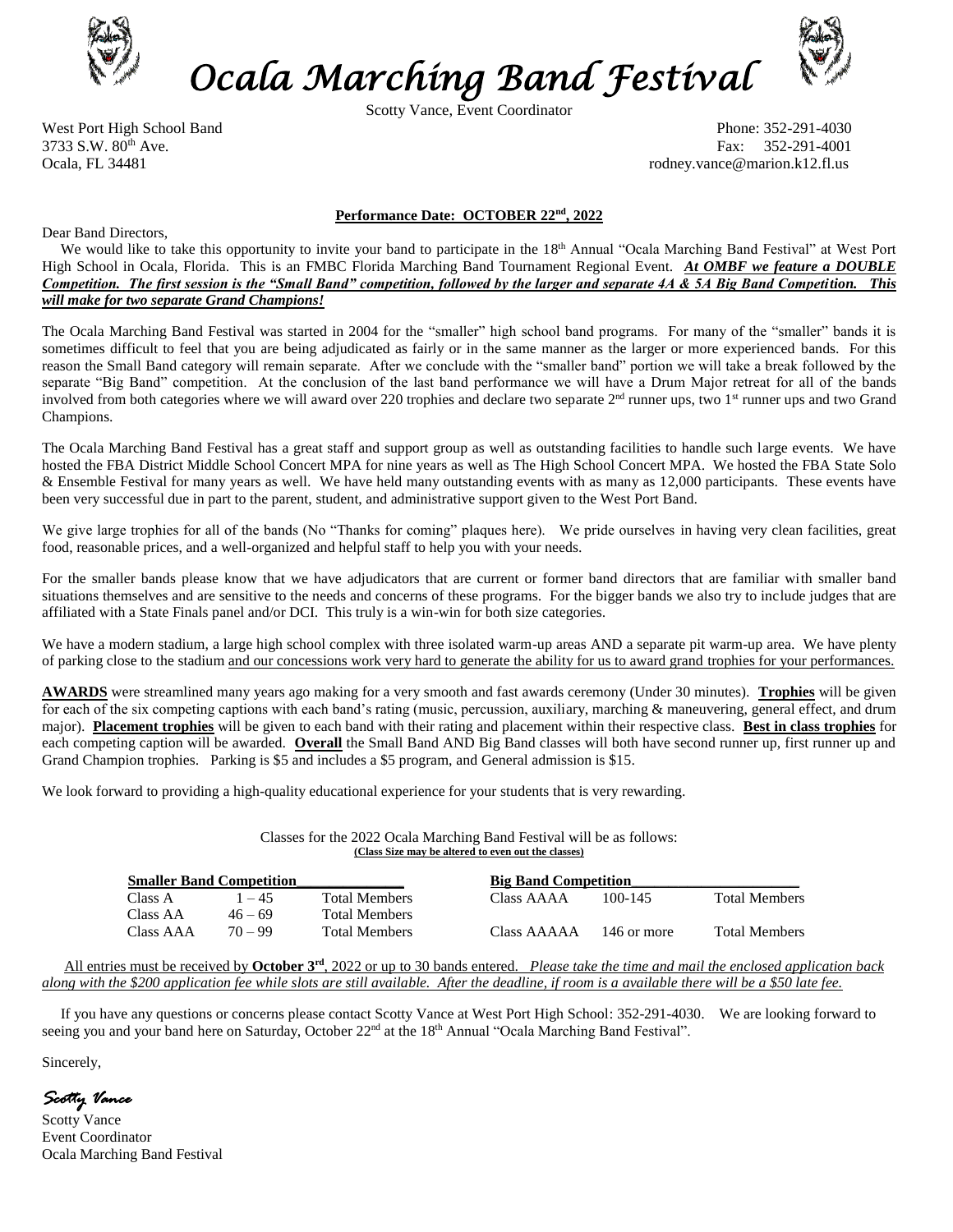# Ocala Marching Band Festival

Scotty Vance, Event Coordinator

West Port High School Band
3733 S.W. 80th Ave.
Ocala, FL 34481

Phone: 352-291-4030
Fax: 352-291-4001
rodney.vance@marion.k12.fl.us

**Performance Date: OCTOBER 22nd, 2022**

Dear Band Directors,

We would like to take this opportunity to invite your band to participate in the 18th Annual "Ocala Marching Band Festival" at West Port High School in Ocala, Florida. This is an FMBC Florida Marching Band Tournament Regional Event. ***At OMBF we feature a DOUBLE Competition. The first session is the "Small Band" competition, followed by the larger and separate 4A & 5A Big Band Competition. This will make for two separate Grand Champions!***

The Ocala Marching Band Festival was started in 2004 for the "smaller" high school band programs. For many of the "smaller" bands it is sometimes difficult to feel that you are being adjudicated as fairly or in the same manner as the larger or more experienced bands. For this reason the Small Band category will remain separate. After we conclude with the "smaller band" portion we will take a break followed by the separate "Big Band" competition. At the conclusion of the last band performance we will have a Drum Major retreat for all of the bands involved from both categories where we will award over 220 trophies and declare two separate 2nd runner ups, two 1st runner ups and two Grand Champions.

The Ocala Marching Band Festival has a great staff and support group as well as outstanding facilities to handle such large events. We have hosted the FBA District Middle School Concert MPA for nine years as well as The High School Concert MPA. We hosted the FBA State Solo & Ensemble Festival for many years as well. We have held many outstanding events with as many as 12,000 participants. These events have been very successful due in part to the parent, student, and administrative support given to the West Port Band.

We give large trophies for all of the bands (No "Thanks for coming" plaques here). We pride ourselves in having very clean facilities, great food, reasonable prices, and a well-organized and helpful staff to help you with your needs.

For the smaller bands please know that we have adjudicators that are current or former band directors that are familiar with smaller band situations themselves and are sensitive to the needs and concerns of these programs. For the bigger bands we also try to include judges that are affiliated with a State Finals panel and/or DCI. This truly is a win-win for both size categories.

We have a modern stadium, a large high school complex with three isolated warm-up areas AND a separate pit warm-up area. We have plenty of parking close to the stadium and our concessions work very hard to generate the ability for us to award grand trophies for your performances.

**AWARDS** were streamlined many years ago making for a very smooth and fast awards ceremony (Under 30 minutes). **Trophies** will be given for each of the six competing captions with each band's rating (music, percussion, auxiliary, marching & maneuvering, general effect, and drum major). **Placement trophies** will be given to each band with their rating and placement within their respective class. **Best in class trophies** for each competing caption will be awarded. **Overall** the Small Band AND Big Band classes will both have second runner up, first runner up and Grand Champion trophies. Parking is $5 and includes a $5 program, and General admission is $15.

We look forward to providing a high-quality educational experience for your students that is very rewarding.

Classes for the 2022 Ocala Marching Band Festival will be as follows:
**(Class Size may be altered to even out the classes)**

| **Smaller Band Competition** | | | **Big Band Competition** | | |
|---|---|---|---|---|---|
| Class A | 1 – 45 | Total Members | Class AAAA | 100-145 | Total Members |
| Class AA | 46 – 69 | Total Members | | | |
| Class AAA | 70 – 99 | Total Members | Class AAAAA | 146 or more | Total Members |

All entries must be received by **October 3rd**, 2022 or up to 30 bands entered. *Please take the time and mail the enclosed application back along with the $200 application fee while slots are still available. After the deadline, if room is a available there will be a $50 late fee.*

If you have any questions or concerns please contact Scotty Vance at West Port High School: 352-291-4030. We are looking forward to seeing you and your band here on Saturday, October 22nd at the 18th Annual "Ocala Marching Band Festival".

Sincerely,

*Scotty Vance*

Scotty Vance
Event Coordinator
Ocala Marching Band Festival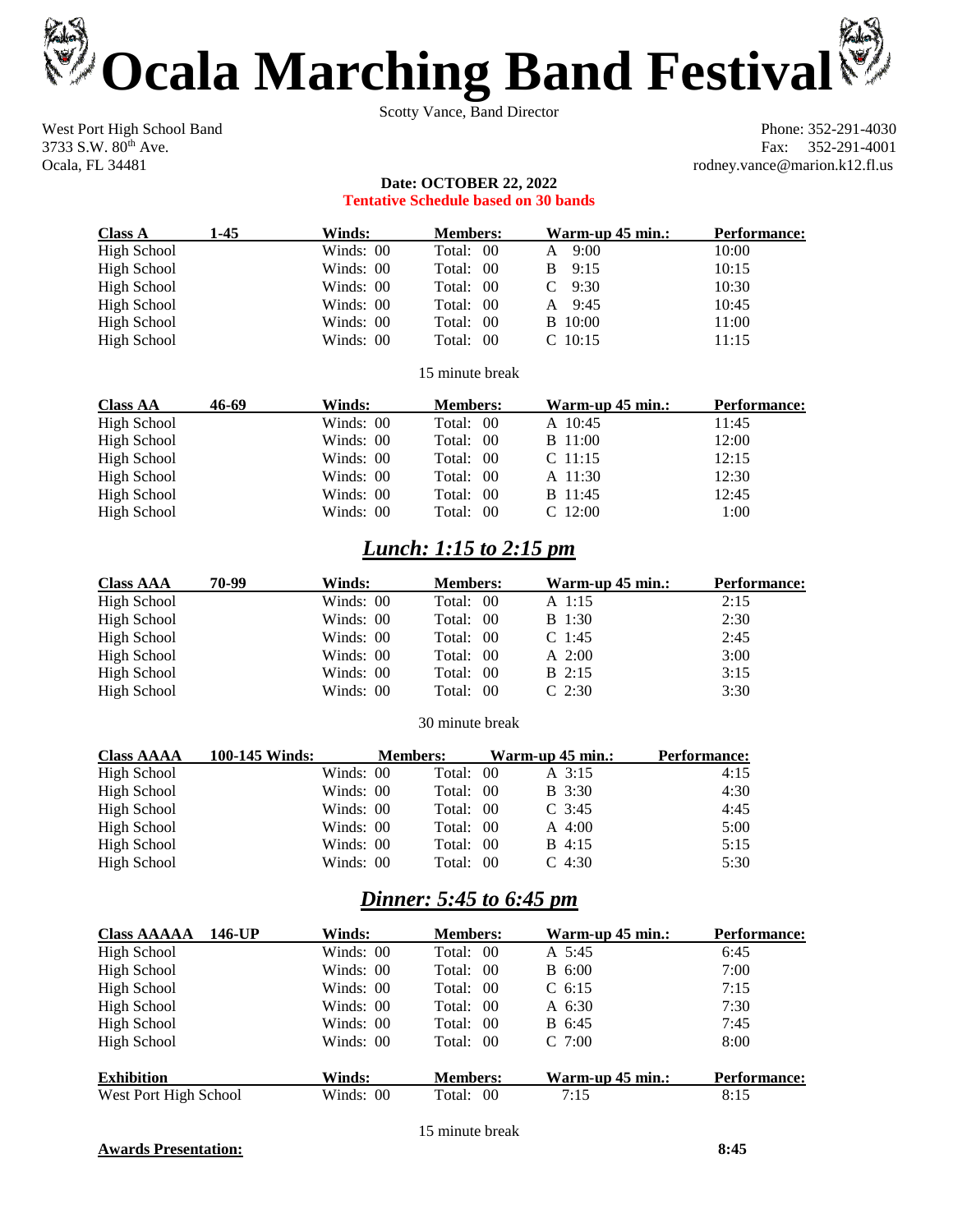# Ocala Marching Band Festival

Scotty Vance, Band Director

West Port High School Band
3733 S.W. 80th Ave.
Ocala, FL 34481

Phone: 352-291-4030
Fax: 352-291-4001
rodney.vance@marion.k12.fl.us

**Date: OCTOBER 22, 2022**
**Tentative Schedule based on 30 bands**

| **Class A** | **1-45** | **Winds:** | **Members:** | **Warm-up 45 min.:** | **Performance:** |
|---|---|---|---|---|---|
| High School | | Winds: 00 | Total: 00 | A 9:00 | 10:00 |
| High School | | Winds: 00 | Total: 00 | B 9:15 | 10:15 |
| High School | | Winds: 00 | Total: 00 | C 9:30 | 10:30 |
| High School | | Winds: 00 | Total: 00 | A 9:45 | 10:45 |
| High School | | Winds: 00 | Total: 00 | B 10:00 | 11:00 |
| High School | | Winds: 00 | Total: 00 | C 10:15 | 11:15 |

15 minute break

| **Class AA** | **46-69** | **Winds:** | **Members:** | **Warm-up 45 min.:** | **Performance:** |
|---|---|---|---|---|---|
| High School | | Winds: 00 | Total: 00 | A 10:45 | 11:45 |
| High School | | Winds: 00 | Total: 00 | B 11:00 | 12:00 |
| High School | | Winds: 00 | Total: 00 | C 11:15 | 12:15 |
| High School | | Winds: 00 | Total: 00 | A 11:30 | 12:30 |
| High School | | Winds: 00 | Total: 00 | B 11:45 | 12:45 |
| High School | | Winds: 00 | Total: 00 | C 12:00 | 1:00 |

## *Lunch: 1:15 to 2:15 pm*

| **Class AAA** | **70-99** | **Winds:** | **Members:** | **Warm-up 45 min.:** | **Performance:** |
|---|---|---|---|---|---|
| High School | | Winds: 00 | Total: 00 | A 1:15 | 2:15 |
| High School | | Winds: 00 | Total: 00 | B 1:30 | 2:30 |
| High School | | Winds: 00 | Total: 00 | C 1:45 | 2:45 |
| High School | | Winds: 00 | Total: 00 | A 2:00 | 3:00 |
| High School | | Winds: 00 | Total: 00 | B 2:15 | 3:15 |
| High School | | Winds: 00 | Total: 00 | C 2:30 | 3:30 |

30 minute break

| **Class AAAA** | **100-145 Winds:** | **Members:** | **Warm-up 45 min.:** | **Performance:** |
|---|---|---|---|---|
| High School | Winds: 00 | Total: 00 | A 3:15 | 4:15 |
| High School | Winds: 00 | Total: 00 | B 3:30 | 4:30 |
| High School | Winds: 00 | Total: 00 | C 3:45 | 4:45 |
| High School | Winds: 00 | Total: 00 | A 4:00 | 5:00 |
| High School | Winds: 00 | Total: 00 | B 4:15 | 5:15 |
| High School | Winds: 00 | Total: 00 | C 4:30 | 5:30 |

## *Dinner: 5:45 to 6:45 pm*

| **Class AAAAA** | **146-UP** | **Winds:** | **Members:** | **Warm-up 45 min.:** | **Performance:** |
|---|---|---|---|---|---|
| High School | | Winds: 00 | Total: 00 | A 5:45 | 6:45 |
| High School | | Winds: 00 | Total: 00 | B 6:00 | 7:00 |
| High School | | Winds: 00 | Total: 00 | C 6:15 | 7:15 |
| High School | | Winds: 00 | Total: 00 | A 6:30 | 7:30 |
| High School | | Winds: 00 | Total: 00 | B 6:45 | 7:45 |
| High School | | Winds: 00 | Total: 00 | C 7:00 | 8:00 |

| **Exhibition** | **Winds:** | **Members:** | **Warm-up 45 min.:** | **Performance:** |
|---|---|---|---|---|
| West Port High School | Winds: 00 | Total: 00 | 7:15 | 8:15 |

15 minute break

**Awards Presentation:** **8:45**